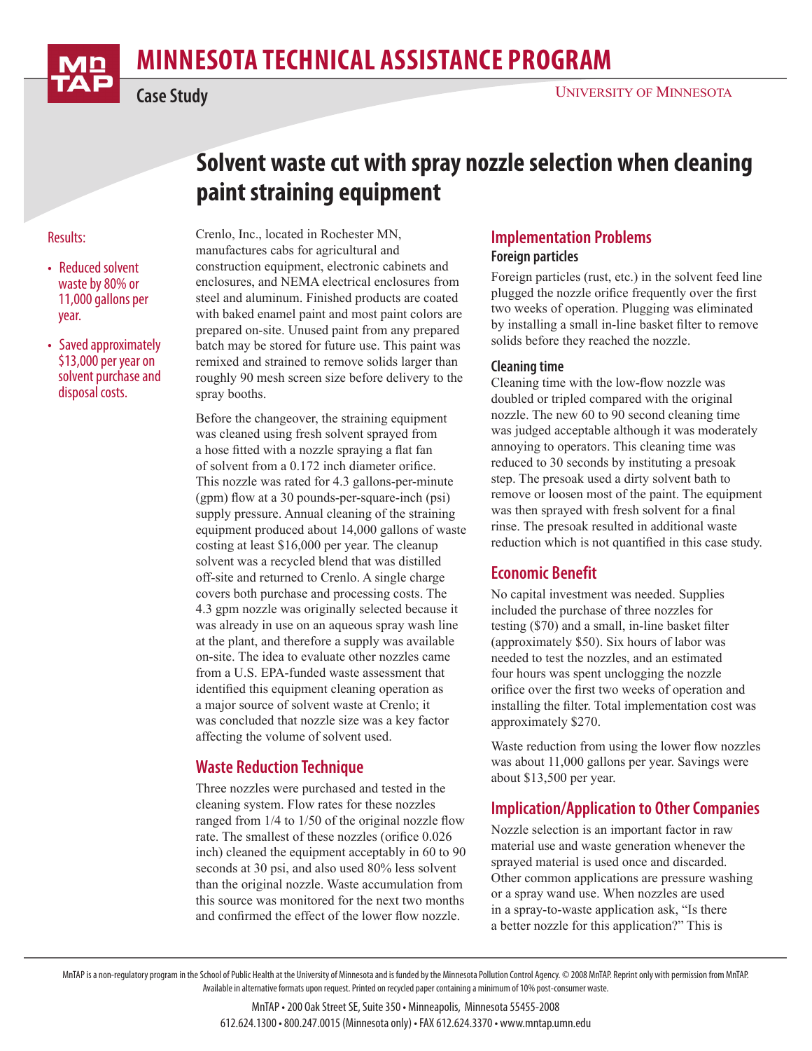# MINNESOTA TECHNICAL ASSISTANCE PROGRAM

Case Study

UNIVERSITY OF MINNESOTA

## Solvent waste cut with spray nozzle selection when cleaning paint straining equipment

Results:

- Reduced solvent waste by 80% or 11,000 gallons per year.
- Saved approximately $13,000 per year on solvent purchase and disposal costs.

Crenlo, Inc., located in Rochester MN, manufactures cabs for agricultural and construction equipment, electronic cabinets and enclosures, and NEMA electrical enclosures from steel and aluminum. Finished products are coated with baked enamel paint and most paint colors are prepared on-site. Unused paint from any prepared batch may be stored for future use. This paint was remixed and strained to remove solids larger than roughly 90 mesh screen size before delivery to the spray booths.

Before the changeover, the straining equipment was cleaned using fresh solvent sprayed from a hose fitted with a nozzle spraying a flat fan of solvent from a 0.172 inch diameter orifice. This nozzle was rated for 4.3 gallons-per-minute (gpm) flow at a 30 pounds-per-square-inch (psi) supply pressure. Annual cleaning of the straining equipment produced about 14,000 gallons of waste costing at least $16,000 per year. The cleanup solvent was a recycled blend that was distilled off-site and returned to Crenlo. A single charge covers both purchase and processing costs. The 4.3 gpm nozzle was originally selected because it was already in use on an aqueous spray wash line at the plant, and therefore a supply was available on-site. The idea to evaluate other nozzles came from a U.S. EPA-funded waste assessment that identified this equipment cleaning operation as a major source of solvent waste at Crenlo; it was concluded that nozzle size was a key factor affecting the volume of solvent used.

### Waste Reduction Technique

Three nozzles were purchased and tested in the cleaning system. Flow rates for these nozzles ranged from 1/4 to 1/50 of the original nozzle flow rate. The smallest of these nozzles (orifice 0.026 inch) cleaned the equipment acceptably in 60 to 90 seconds at 30 psi, and also used 80% less solvent than the original nozzle. Waste accumulation from this source was monitored for the next two months and confirmed the effect of the lower flow nozzle.

### Implementation Problems

#### Foreign particles

Foreign particles (rust, etc.) in the solvent feed line plugged the nozzle orifice frequently over the first two weeks of operation. Plugging was eliminated by installing a small in-line basket filter to remove solids before they reached the nozzle.

#### Cleaning time

Cleaning time with the low-flow nozzle was doubled or tripled compared with the original nozzle. The new 60 to 90 second cleaning time was judged acceptable although it was moderately annoying to operators. This cleaning time was reduced to 30 seconds by instituting a presoak step. The presoak used a dirty solvent bath to remove or loosen most of the paint. The equipment was then sprayed with fresh solvent for a final rinse. The presoak resulted in additional waste reduction which is not quantified in this case study.

### Economic Benefit

No capital investment was needed. Supplies included the purchase of three nozzles for testing ($70) and a small, in-line basket filter (approximately $50). Six hours of labor was needed to test the nozzles, and an estimated four hours was spent unclogging the nozzle orifice over the first two weeks of operation and installing the filter. Total implementation cost was approximately $270.

Waste reduction from using the lower flow nozzles was about 11,000 gallons per year. Savings were about $13,500 per year.

### Implication/Application to Other Companies

Nozzle selection is an important factor in raw material use and waste generation whenever the sprayed material is used once and discarded. Other common applications are pressure washing or a spray wand use. When nozzles are used in a spray-to-waste application ask, "Is there a better nozzle for this application?" This is

MnTAP is a non-regulatory program in the School of Public Health at the University of Minnesota and is funded by the Minnesota Pollution Control Agency. © 2008 MnTAP. Reprint only with permission from MnTAP. Available in alternative formats upon request. Printed on recycled paper containing a minimum of 10% post-consumer waste.

MnTAP • 200 Oak Street SE, Suite 350 • Minneapolis, Minnesota 55455-2008
612.624.1300 • 800.247.0015 (Minnesota only) • FAX 612.624.3370 • www.mntap.umn.edu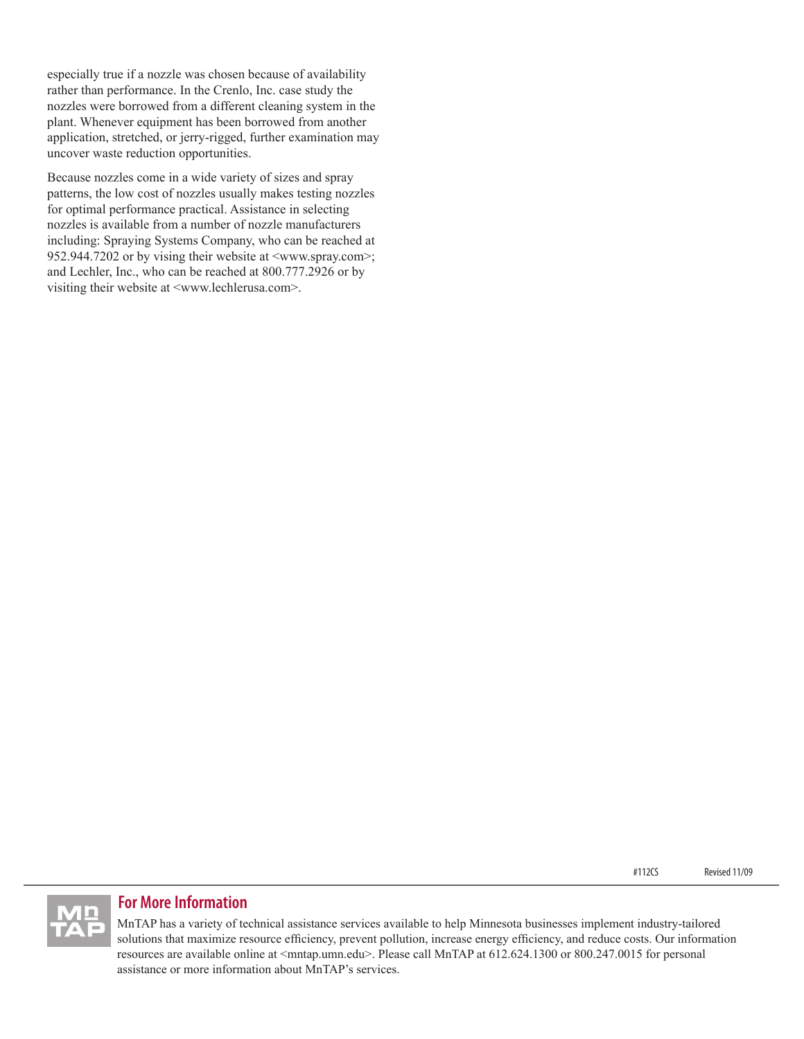especially true if a nozzle was chosen because of availability rather than performance. In the Crenlo, Inc. case study the nozzles were borrowed from a different cleaning system in the plant. Whenever equipment has been borrowed from another application, stretched, or jerry-rigged, further examination may uncover waste reduction opportunities.

Because nozzles come in a wide variety of sizes and spray patterns, the low cost of nozzles usually makes testing nozzles for optimal performance practical. Assistance in selecting nozzles is available from a number of nozzle manufacturers including: Spraying Systems Company, who can be reached at 952.944.7202 or by vising their website at <www.spray.com>; and Lechler, Inc., who can be reached at 800.777.2926 or by visiting their website at <www.lechlerusa.com>.

#112CS Revised 11/09

## For More Information

MnTAP has a variety of technical assistance services available to help Minnesota businesses implement industry-tailored solutions that maximize resource efficiency, prevent pollution, increase energy efficiency, and reduce costs. Our information resources are available online at <mntap.umn.edu>. Please call MnTAP at 612.624.1300 or 800.247.0015 for personal assistance or more information about MnTAP's services.